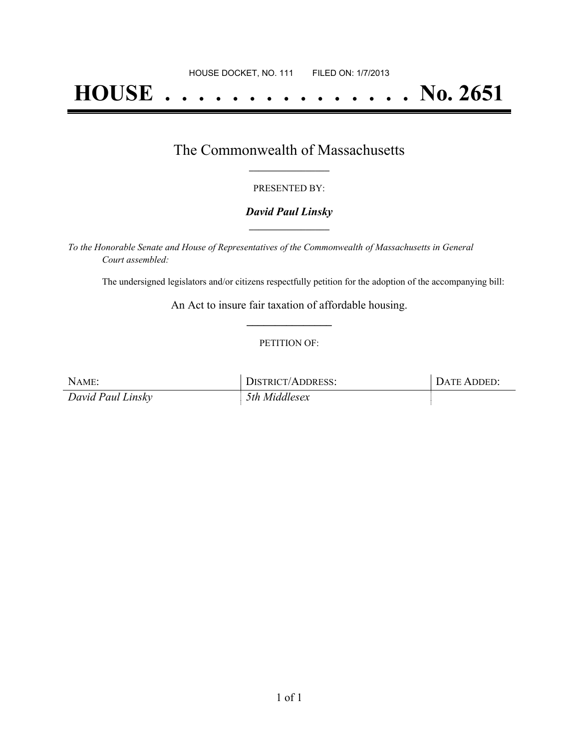HOUSE DOCKET, NO. 111 FILED ON: 1/7/2013

# HOUSE . . . . . . . . . . . . . . . No. 2651

## The Commonwealth of Massachusetts

PRESENTED BY:

***David Paul Linsky***

*To the Honorable Senate and House of Representatives of the Commonwealth of Massachusetts in General Court assembled:*

The undersigned legislators and/or citizens respectfully petition for the adoption of the accompanying bill:

An Act to insure fair taxation of affordable housing.

PETITION OF:

| NAME: | DISTRICT/ADDRESS: | DATE ADDED: |
|---|---|---|
| *David Paul Linsky* | *5th Middlesex* | |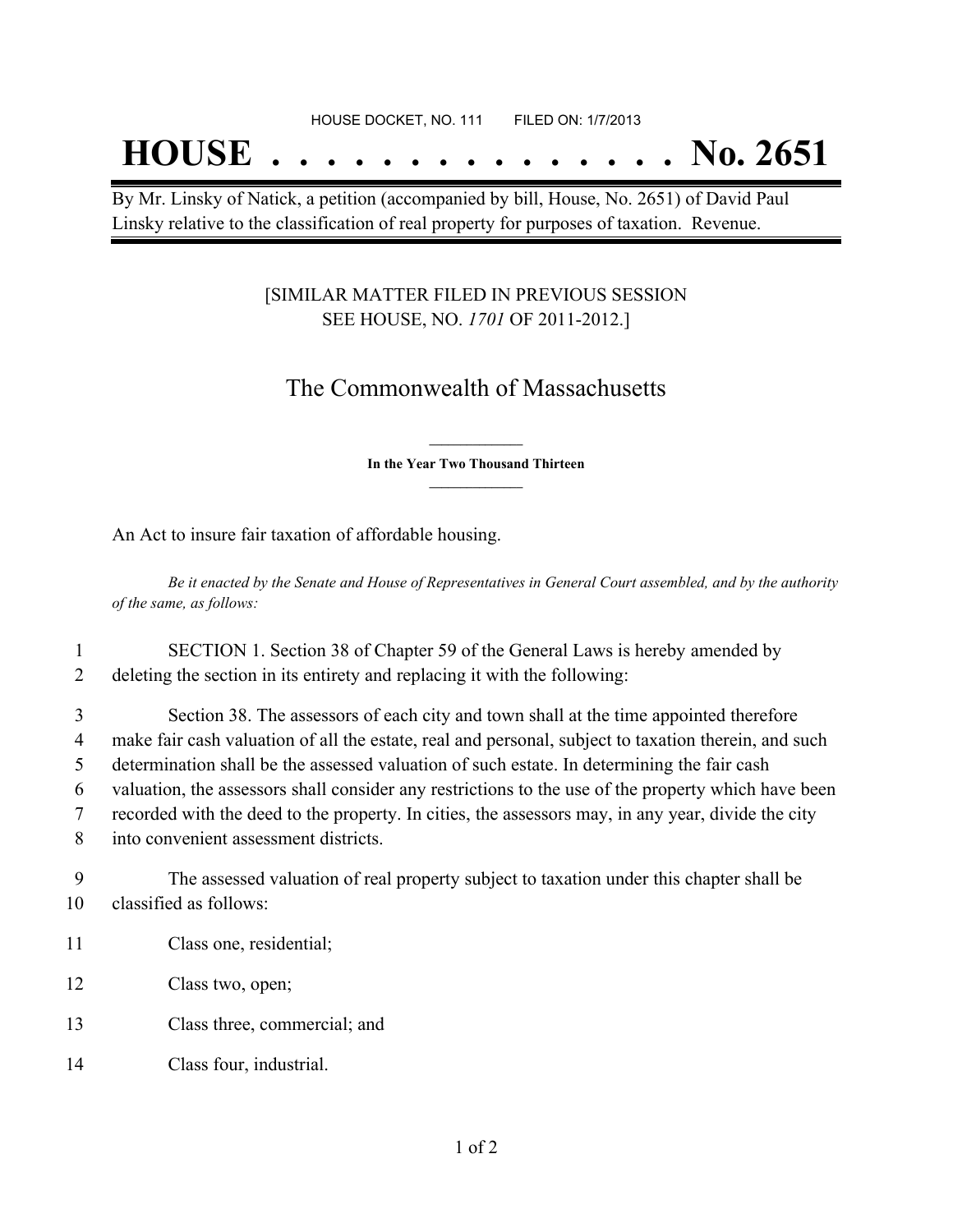HOUSE DOCKET, NO. 111 FILED ON: 1/7/2013

# HOUSE . . . . . . . . . . . . . . . No. 2651

By Mr. Linsky of Natick, a petition (accompanied by bill, House, No. 2651) of David Paul Linsky relative to the classification of real property for purposes of taxation. Revenue.

[SIMILAR MATTER FILED IN PREVIOUS SESSION SEE HOUSE, NO. *1701* OF 2011-2012.]

## The Commonwealth of Massachusetts

**In the Year Two Thousand Thirteen**

An Act to insure fair taxation of affordable housing.

*Be it enacted by the Senate and House of Representatives in General Court assembled, and by the authority of the same, as follows:*

1 SECTION 1. Section 38 of Chapter 59 of the General Laws is hereby amended by
2 deleting the section in its entirety and replacing it with the following:

3 Section 38. The assessors of each city and town shall at the time appointed therefore
4 make fair cash valuation of all the estate, real and personal, subject to taxation therein, and such
5 determination shall be the assessed valuation of such estate. In determining the fair cash
6 valuation, the assessors shall consider any restrictions to the use of the property which have been
7 recorded with the deed to the property. In cities, the assessors may, in any year, divide the city
8 into convenient assessment districts.

9 The assessed valuation of real property subject to taxation under this chapter shall be
10 classified as follows:

11 Class one, residential;

12 Class two, open;

13 Class three, commercial; and

14 Class four, industrial.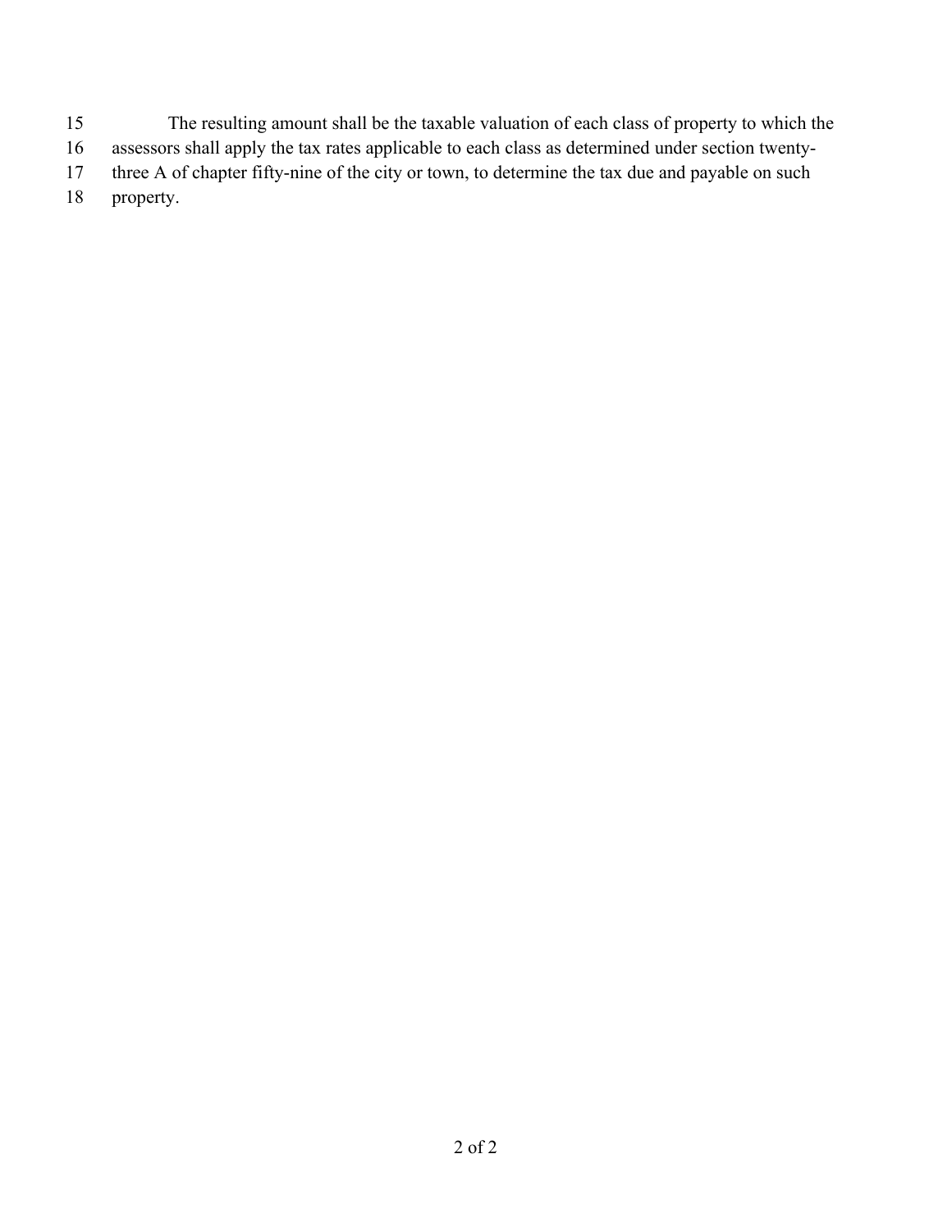The resulting amount shall be the taxable valuation of each class of property to which the assessors shall apply the tax rates applicable to each class as determined under section twenty-three A of chapter fifty-nine of the city or town, to determine the tax due and payable on such property.